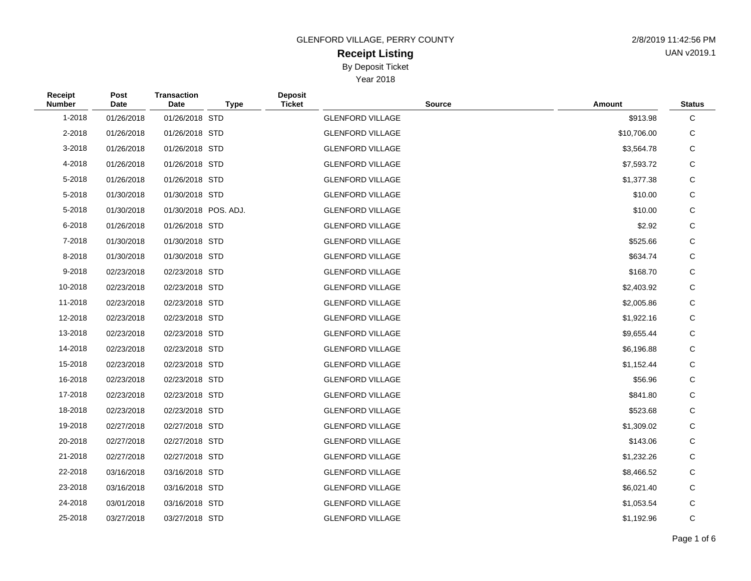GLENFORD VILLAGE, PERRY COUNTY

2/8/2019 11:42:56 PM

UAN v2019.1

# Receipt Listing

By Deposit Ticket

Year 2018

| Receipt Number | Post Date | Transaction Date | Type | Deposit Ticket | Source | Amount | Status |
|---|---|---|---|---|---|---|---|
| 1-2018 | 01/26/2018 | 01/26/2018 | STD | | GLENFORD VILLAGE | $913.98 | C |
| 2-2018 | 01/26/2018 | 01/26/2018 | STD | | GLENFORD VILLAGE | $10,706.00 | C |
| 3-2018 | 01/26/2018 | 01/26/2018 | STD | | GLENFORD VILLAGE | $3,564.78 | C |
| 4-2018 | 01/26/2018 | 01/26/2018 | STD | | GLENFORD VILLAGE | $7,593.72 | C |
| 5-2018 | 01/26/2018 | 01/26/2018 | STD | | GLENFORD VILLAGE | $1,377.38 | C |
| 5-2018 | 01/30/2018 | 01/30/2018 | STD | | GLENFORD VILLAGE | $10.00 | C |
| 5-2018 | 01/30/2018 | 01/30/2018 | POS. ADJ. | | GLENFORD VILLAGE | $10.00 | C |
| 6-2018 | 01/26/2018 | 01/26/2018 | STD | | GLENFORD VILLAGE | $2.92 | C |
| 7-2018 | 01/30/2018 | 01/30/2018 | STD | | GLENFORD VILLAGE | $525.66 | C |
| 8-2018 | 01/30/2018 | 01/30/2018 | STD | | GLENFORD VILLAGE | $634.74 | C |
| 9-2018 | 02/23/2018 | 02/23/2018 | STD | | GLENFORD VILLAGE | $168.70 | C |
| 10-2018 | 02/23/2018 | 02/23/2018 | STD | | GLENFORD VILLAGE | $2,403.92 | C |
| 11-2018 | 02/23/2018 | 02/23/2018 | STD | | GLENFORD VILLAGE | $2,005.86 | C |
| 12-2018 | 02/23/2018 | 02/23/2018 | STD | | GLENFORD VILLAGE | $1,922.16 | C |
| 13-2018 | 02/23/2018 | 02/23/2018 | STD | | GLENFORD VILLAGE | $9,655.44 | C |
| 14-2018 | 02/23/2018 | 02/23/2018 | STD | | GLENFORD VILLAGE | $6,196.88 | C |
| 15-2018 | 02/23/2018 | 02/23/2018 | STD | | GLENFORD VILLAGE | $1,152.44 | C |
| 16-2018 | 02/23/2018 | 02/23/2018 | STD | | GLENFORD VILLAGE | $56.96 | C |
| 17-2018 | 02/23/2018 | 02/23/2018 | STD | | GLENFORD VILLAGE | $841.80 | C |
| 18-2018 | 02/23/2018 | 02/23/2018 | STD | | GLENFORD VILLAGE | $523.68 | C |
| 19-2018 | 02/27/2018 | 02/27/2018 | STD | | GLENFORD VILLAGE | $1,309.02 | C |
| 20-2018 | 02/27/2018 | 02/27/2018 | STD | | GLENFORD VILLAGE | $143.06 | C |
| 21-2018 | 02/27/2018 | 02/27/2018 | STD | | GLENFORD VILLAGE | $1,232.26 | C |
| 22-2018 | 03/16/2018 | 03/16/2018 | STD | | GLENFORD VILLAGE | $8,466.52 | C |
| 23-2018 | 03/16/2018 | 03/16/2018 | STD | | GLENFORD VILLAGE | $6,021.40 | C |
| 24-2018 | 03/01/2018 | 03/16/2018 | STD | | GLENFORD VILLAGE | $1,053.54 | C |
| 25-2018 | 03/27/2018 | 03/27/2018 | STD | | GLENFORD VILLAGE | $1,192.96 | C |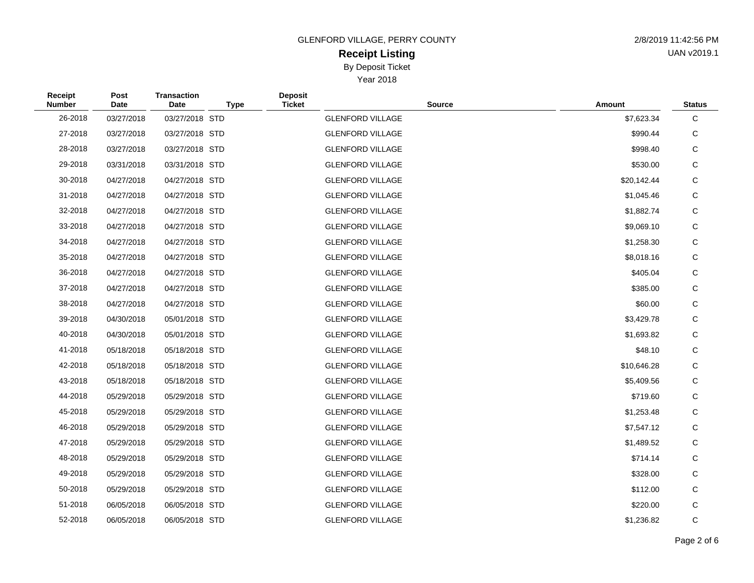GLENFORD VILLAGE, PERRY COUNTY

# Receipt Listing

By Deposit Ticket

Year 2018

2/8/2019 11:42:56 PM

UAN v2019.1

| Receipt Number | Post Date | Transaction Date | Type | Deposit Ticket | Source | Amount | Status |
|---|---|---|---|---|---|---|---|
| 26-2018 | 03/27/2018 | 03/27/2018 | STD | | GLENFORD VILLAGE | $7,623.34 | C |
| 27-2018 | 03/27/2018 | 03/27/2018 | STD | | GLENFORD VILLAGE | $990.44 | C |
| 28-2018 | 03/27/2018 | 03/27/2018 | STD | | GLENFORD VILLAGE | $998.40 | C |
| 29-2018 | 03/31/2018 | 03/31/2018 | STD | | GLENFORD VILLAGE | $530.00 | C |
| 30-2018 | 04/27/2018 | 04/27/2018 | STD | | GLENFORD VILLAGE | $20,142.44 | C |
| 31-2018 | 04/27/2018 | 04/27/2018 | STD | | GLENFORD VILLAGE | $1,045.46 | C |
| 32-2018 | 04/27/2018 | 04/27/2018 | STD | | GLENFORD VILLAGE | $1,882.74 | C |
| 33-2018 | 04/27/2018 | 04/27/2018 | STD | | GLENFORD VILLAGE | $9,069.10 | C |
| 34-2018 | 04/27/2018 | 04/27/2018 | STD | | GLENFORD VILLAGE | $1,258.30 | C |
| 35-2018 | 04/27/2018 | 04/27/2018 | STD | | GLENFORD VILLAGE | $8,018.16 | C |
| 36-2018 | 04/27/2018 | 04/27/2018 | STD | | GLENFORD VILLAGE | $405.04 | C |
| 37-2018 | 04/27/2018 | 04/27/2018 | STD | | GLENFORD VILLAGE | $385.00 | C |
| 38-2018 | 04/27/2018 | 04/27/2018 | STD | | GLENFORD VILLAGE | $60.00 | C |
| 39-2018 | 04/30/2018 | 05/01/2018 | STD | | GLENFORD VILLAGE | $3,429.78 | C |
| 40-2018 | 04/30/2018 | 05/01/2018 | STD | | GLENFORD VILLAGE | $1,693.82 | C |
| 41-2018 | 05/18/2018 | 05/18/2018 | STD | | GLENFORD VILLAGE | $48.10 | C |
| 42-2018 | 05/18/2018 | 05/18/2018 | STD | | GLENFORD VILLAGE | $10,646.28 | C |
| 43-2018 | 05/18/2018 | 05/18/2018 | STD | | GLENFORD VILLAGE | $5,409.56 | C |
| 44-2018 | 05/29/2018 | 05/29/2018 | STD | | GLENFORD VILLAGE | $719.60 | C |
| 45-2018 | 05/29/2018 | 05/29/2018 | STD | | GLENFORD VILLAGE | $1,253.48 | C |
| 46-2018 | 05/29/2018 | 05/29/2018 | STD | | GLENFORD VILLAGE | $7,547.12 | C |
| 47-2018 | 05/29/2018 | 05/29/2018 | STD | | GLENFORD VILLAGE | $1,489.52 | C |
| 48-2018 | 05/29/2018 | 05/29/2018 | STD | | GLENFORD VILLAGE | $714.14 | C |
| 49-2018 | 05/29/2018 | 05/29/2018 | STD | | GLENFORD VILLAGE | $328.00 | C |
| 50-2018 | 05/29/2018 | 05/29/2018 | STD | | GLENFORD VILLAGE | $112.00 | C |
| 51-2018 | 06/05/2018 | 06/05/2018 | STD | | GLENFORD VILLAGE | $220.00 | C |
| 52-2018 | 06/05/2018 | 06/05/2018 | STD | | GLENFORD VILLAGE | $1,236.82 | C |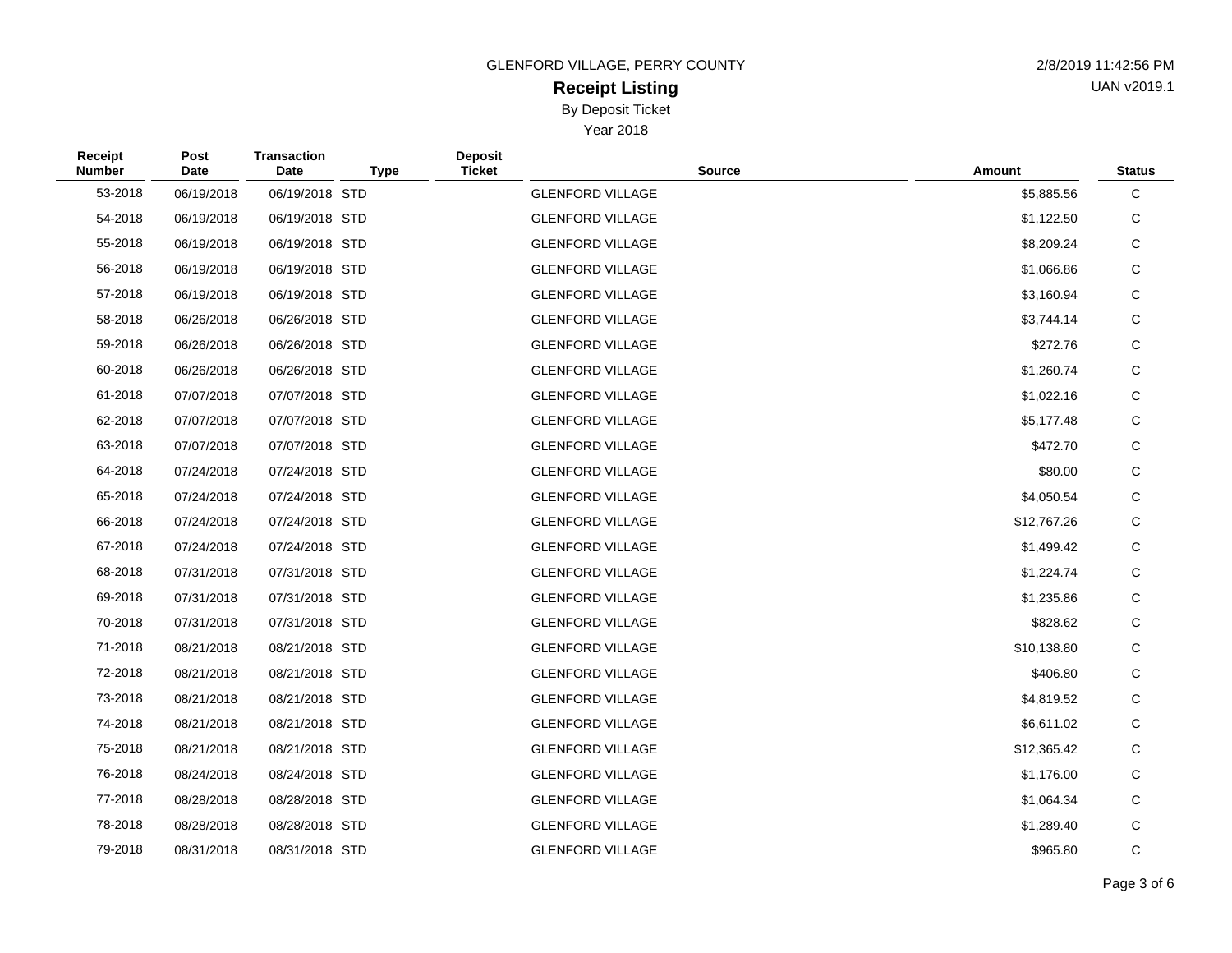GLENFORD VILLAGE, PERRY COUNTY

# Receipt Listing

By Deposit Ticket

Year 2018

2/8/2019 11:42:56 PM

UAN v2019.1

| Receipt Number | Post Date | Transaction Date | Type | Deposit Ticket | Source | Amount | Status |
|---|---|---|---|---|---|---|---|
| 53-2018 | 06/19/2018 | 06/19/2018 | STD | | GLENFORD VILLAGE | $5,885.56 | C |
| 54-2018 | 06/19/2018 | 06/19/2018 | STD | | GLENFORD VILLAGE | $1,122.50 | C |
| 55-2018 | 06/19/2018 | 06/19/2018 | STD | | GLENFORD VILLAGE | $8,209.24 | C |
| 56-2018 | 06/19/2018 | 06/19/2018 | STD | | GLENFORD VILLAGE | $1,066.86 | C |
| 57-2018 | 06/19/2018 | 06/19/2018 | STD | | GLENFORD VILLAGE | $3,160.94 | C |
| 58-2018 | 06/26/2018 | 06/26/2018 | STD | | GLENFORD VILLAGE | $3,744.14 | C |
| 59-2018 | 06/26/2018 | 06/26/2018 | STD | | GLENFORD VILLAGE | $272.76 | C |
| 60-2018 | 06/26/2018 | 06/26/2018 | STD | | GLENFORD VILLAGE | $1,260.74 | C |
| 61-2018 | 07/07/2018 | 07/07/2018 | STD | | GLENFORD VILLAGE | $1,022.16 | C |
| 62-2018 | 07/07/2018 | 07/07/2018 | STD | | GLENFORD VILLAGE | $5,177.48 | C |
| 63-2018 | 07/07/2018 | 07/07/2018 | STD | | GLENFORD VILLAGE | $472.70 | C |
| 64-2018 | 07/24/2018 | 07/24/2018 | STD | | GLENFORD VILLAGE | $80.00 | C |
| 65-2018 | 07/24/2018 | 07/24/2018 | STD | | GLENFORD VILLAGE | $4,050.54 | C |
| 66-2018 | 07/24/2018 | 07/24/2018 | STD | | GLENFORD VILLAGE | $12,767.26 | C |
| 67-2018 | 07/24/2018 | 07/24/2018 | STD | | GLENFORD VILLAGE | $1,499.42 | C |
| 68-2018 | 07/31/2018 | 07/31/2018 | STD | | GLENFORD VILLAGE | $1,224.74 | C |
| 69-2018 | 07/31/2018 | 07/31/2018 | STD | | GLENFORD VILLAGE | $1,235.86 | C |
| 70-2018 | 07/31/2018 | 07/31/2018 | STD | | GLENFORD VILLAGE | $828.62 | C |
| 71-2018 | 08/21/2018 | 08/21/2018 | STD | | GLENFORD VILLAGE | $10,138.80 | C |
| 72-2018 | 08/21/2018 | 08/21/2018 | STD | | GLENFORD VILLAGE | $406.80 | C |
| 73-2018 | 08/21/2018 | 08/21/2018 | STD | | GLENFORD VILLAGE | $4,819.52 | C |
| 74-2018 | 08/21/2018 | 08/21/2018 | STD | | GLENFORD VILLAGE | $6,611.02 | C |
| 75-2018 | 08/21/2018 | 08/21/2018 | STD | | GLENFORD VILLAGE | $12,365.42 | C |
| 76-2018 | 08/24/2018 | 08/24/2018 | STD | | GLENFORD VILLAGE | $1,176.00 | C |
| 77-2018 | 08/28/2018 | 08/28/2018 | STD | | GLENFORD VILLAGE | $1,064.34 | C |
| 78-2018 | 08/28/2018 | 08/28/2018 | STD | | GLENFORD VILLAGE | $1,289.40 | C |
| 79-2018 | 08/31/2018 | 08/31/2018 | STD | | GLENFORD VILLAGE | $965.80 | C |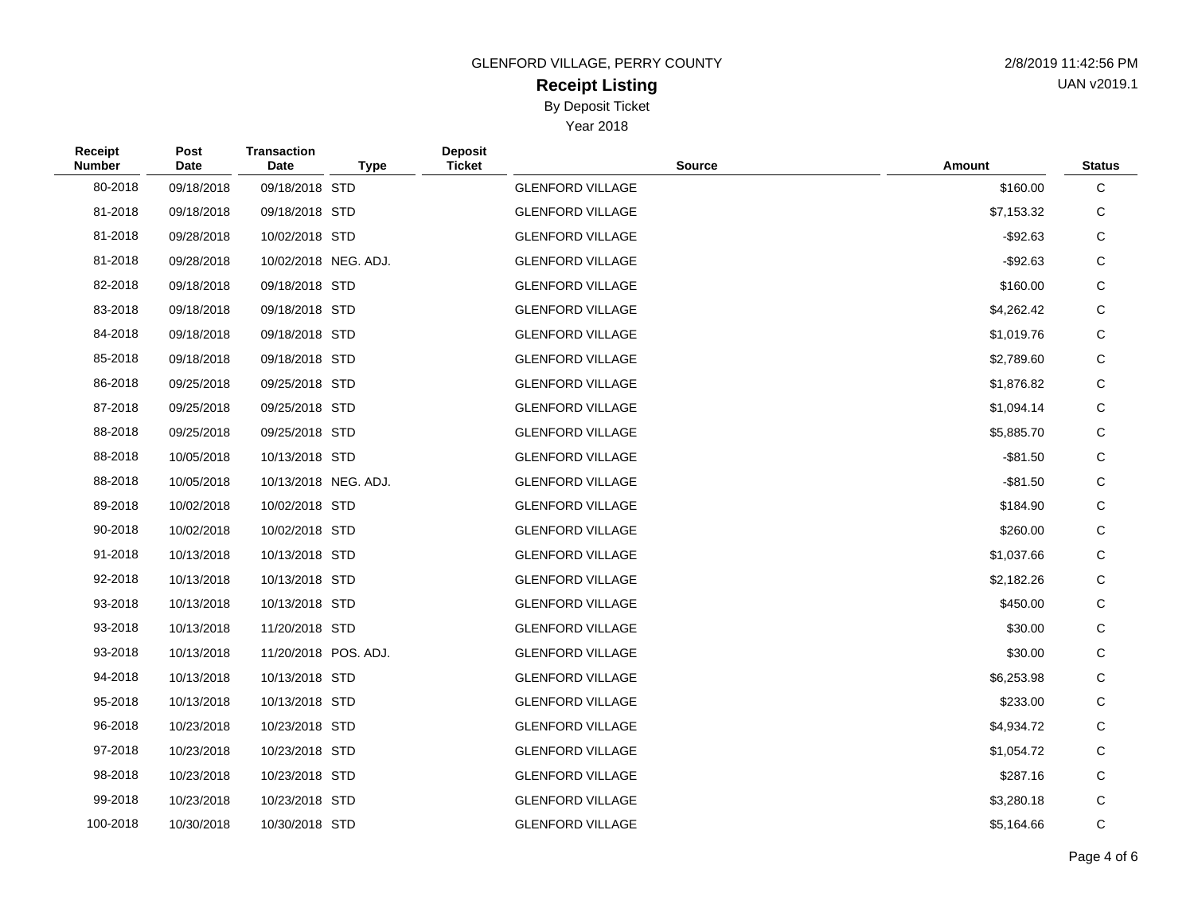GLENFORD VILLAGE, PERRY COUNTY

2/8/2019 11:42:56 PM

UAN v2019.1

# Receipt Listing

By Deposit Ticket

Year 2018

| Receipt Number | Post Date | Transaction Date | Type | Deposit Ticket | Source | Amount | Status |
|---|---|---|---|---|---|---|---|
| 80-2018 | 09/18/2018 | 09/18/2018 | STD | | GLENFORD VILLAGE | $160.00 | C |
| 81-2018 | 09/18/2018 | 09/18/2018 | STD | | GLENFORD VILLAGE | $7,153.32 | C |
| 81-2018 | 09/28/2018 | 10/02/2018 | STD | | GLENFORD VILLAGE | -$92.63 | C |
| 81-2018 | 09/28/2018 | 10/02/2018 | NEG. ADJ. | | GLENFORD VILLAGE | -$92.63 | C |
| 82-2018 | 09/18/2018 | 09/18/2018 | STD | | GLENFORD VILLAGE | $160.00 | C |
| 83-2018 | 09/18/2018 | 09/18/2018 | STD | | GLENFORD VILLAGE | $4,262.42 | C |
| 84-2018 | 09/18/2018 | 09/18/2018 | STD | | GLENFORD VILLAGE | $1,019.76 | C |
| 85-2018 | 09/18/2018 | 09/18/2018 | STD | | GLENFORD VILLAGE | $2,789.60 | C |
| 86-2018 | 09/25/2018 | 09/25/2018 | STD | | GLENFORD VILLAGE | $1,876.82 | C |
| 87-2018 | 09/25/2018 | 09/25/2018 | STD | | GLENFORD VILLAGE | $1,094.14 | C |
| 88-2018 | 09/25/2018 | 09/25/2018 | STD | | GLENFORD VILLAGE | $5,885.70 | C |
| 88-2018 | 10/05/2018 | 10/13/2018 | STD | | GLENFORD VILLAGE | -$81.50 | C |
| 88-2018 | 10/05/2018 | 10/13/2018 | NEG. ADJ. | | GLENFORD VILLAGE | -$81.50 | C |
| 89-2018 | 10/02/2018 | 10/02/2018 | STD | | GLENFORD VILLAGE | $184.90 | C |
| 90-2018 | 10/02/2018 | 10/02/2018 | STD | | GLENFORD VILLAGE | $260.00 | C |
| 91-2018 | 10/13/2018 | 10/13/2018 | STD | | GLENFORD VILLAGE | $1,037.66 | C |
| 92-2018 | 10/13/2018 | 10/13/2018 | STD | | GLENFORD VILLAGE | $2,182.26 | C |
| 93-2018 | 10/13/2018 | 10/13/2018 | STD | | GLENFORD VILLAGE | $450.00 | C |
| 93-2018 | 10/13/2018 | 11/20/2018 | STD | | GLENFORD VILLAGE | $30.00 | C |
| 93-2018 | 10/13/2018 | 11/20/2018 | POS. ADJ. | | GLENFORD VILLAGE | $30.00 | C |
| 94-2018 | 10/13/2018 | 10/13/2018 | STD | | GLENFORD VILLAGE | $6,253.98 | C |
| 95-2018 | 10/13/2018 | 10/13/2018 | STD | | GLENFORD VILLAGE | $233.00 | C |
| 96-2018 | 10/23/2018 | 10/23/2018 | STD | | GLENFORD VILLAGE | $4,934.72 | C |
| 97-2018 | 10/23/2018 | 10/23/2018 | STD | | GLENFORD VILLAGE | $1,054.72 | C |
| 98-2018 | 10/23/2018 | 10/23/2018 | STD | | GLENFORD VILLAGE | $287.16 | C |
| 99-2018 | 10/23/2018 | 10/23/2018 | STD | | GLENFORD VILLAGE | $3,280.18 | C |
| 100-2018 | 10/30/2018 | 10/30/2018 | STD | | GLENFORD VILLAGE | $5,164.66 | C |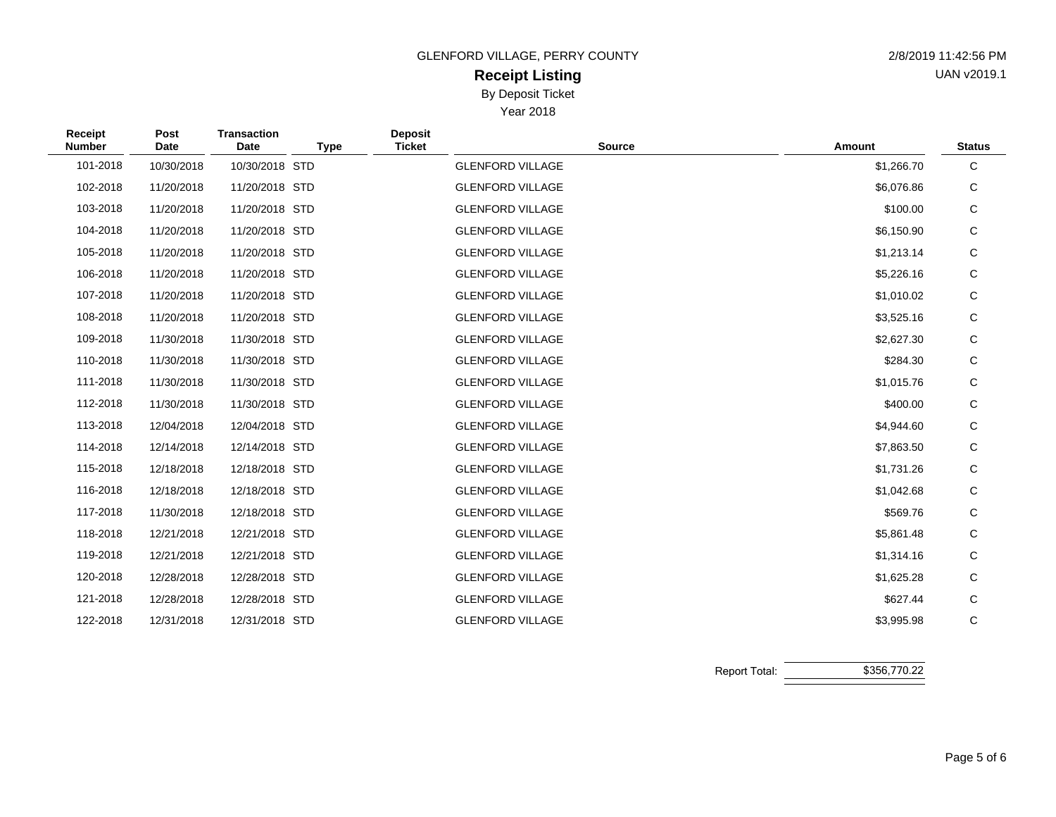GLENFORD VILLAGE, PERRY COUNTY

2/8/2019 11:42:56 PM

UAN v2019.1

# Receipt Listing

By Deposit Ticket

Year 2018

| Receipt Number | Post Date | Transaction Date | Type | Deposit Ticket | Source | Amount | Status |
|---|---|---|---|---|---|---|---|
| 101-2018 | 10/30/2018 | 10/30/2018 | STD | | GLENFORD VILLAGE | $1,266.70 | C |
| 102-2018 | 11/20/2018 | 11/20/2018 | STD | | GLENFORD VILLAGE | $6,076.86 | C |
| 103-2018 | 11/20/2018 | 11/20/2018 | STD | | GLENFORD VILLAGE | $100.00 | C |
| 104-2018 | 11/20/2018 | 11/20/2018 | STD | | GLENFORD VILLAGE | $6,150.90 | C |
| 105-2018 | 11/20/2018 | 11/20/2018 | STD | | GLENFORD VILLAGE | $1,213.14 | C |
| 106-2018 | 11/20/2018 | 11/20/2018 | STD | | GLENFORD VILLAGE | $5,226.16 | C |
| 107-2018 | 11/20/2018 | 11/20/2018 | STD | | GLENFORD VILLAGE | $1,010.02 | C |
| 108-2018 | 11/20/2018 | 11/20/2018 | STD | | GLENFORD VILLAGE | $3,525.16 | C |
| 109-2018 | 11/30/2018 | 11/30/2018 | STD | | GLENFORD VILLAGE | $2,627.30 | C |
| 110-2018 | 11/30/2018 | 11/30/2018 | STD | | GLENFORD VILLAGE | $284.30 | C |
| 111-2018 | 11/30/2018 | 11/30/2018 | STD | | GLENFORD VILLAGE | $1,015.76 | C |
| 112-2018 | 11/30/2018 | 11/30/2018 | STD | | GLENFORD VILLAGE | $400.00 | C |
| 113-2018 | 12/04/2018 | 12/04/2018 | STD | | GLENFORD VILLAGE | $4,944.60 | C |
| 114-2018 | 12/14/2018 | 12/14/2018 | STD | | GLENFORD VILLAGE | $7,863.50 | C |
| 115-2018 | 12/18/2018 | 12/18/2018 | STD | | GLENFORD VILLAGE | $1,731.26 | C |
| 116-2018 | 12/18/2018 | 12/18/2018 | STD | | GLENFORD VILLAGE | $1,042.68 | C |
| 117-2018 | 11/30/2018 | 12/18/2018 | STD | | GLENFORD VILLAGE | $569.76 | C |
| 118-2018 | 12/21/2018 | 12/21/2018 | STD | | GLENFORD VILLAGE | $5,861.48 | C |
| 119-2018 | 12/21/2018 | 12/21/2018 | STD | | GLENFORD VILLAGE | $1,314.16 | C |
| 120-2018 | 12/28/2018 | 12/28/2018 | STD | | GLENFORD VILLAGE | $1,625.28 | C |
| 121-2018 | 12/28/2018 | 12/28/2018 | STD | | GLENFORD VILLAGE | $627.44 | C |
| 122-2018 | 12/31/2018 | 12/31/2018 | STD | | GLENFORD VILLAGE | $3,995.98 | C |

Report Total: $356,770.22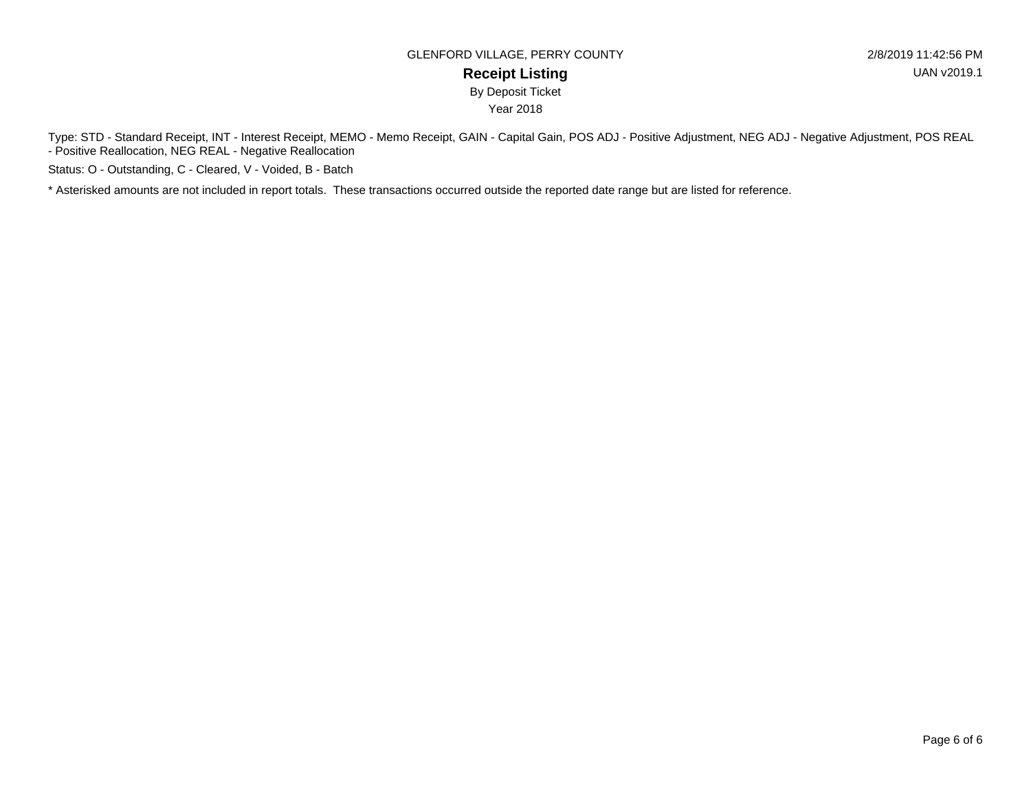GLENFORD VILLAGE, PERRY COUNTY

# Receipt Listing

By Deposit Ticket

Year 2018

Type: STD - Standard Receipt, INT - Interest Receipt, MEMO - Memo Receipt, GAIN - Capital Gain, POS ADJ - Positive Adjustment, NEG ADJ - Negative Adjustment, POS REAL - Positive Reallocation, NEG REAL - Negative Reallocation

Status: O - Outstanding, C - Cleared, V - Voided, B - Batch

* Asterisked amounts are not included in report totals.  These transactions occurred outside the reported date range but are listed for reference.